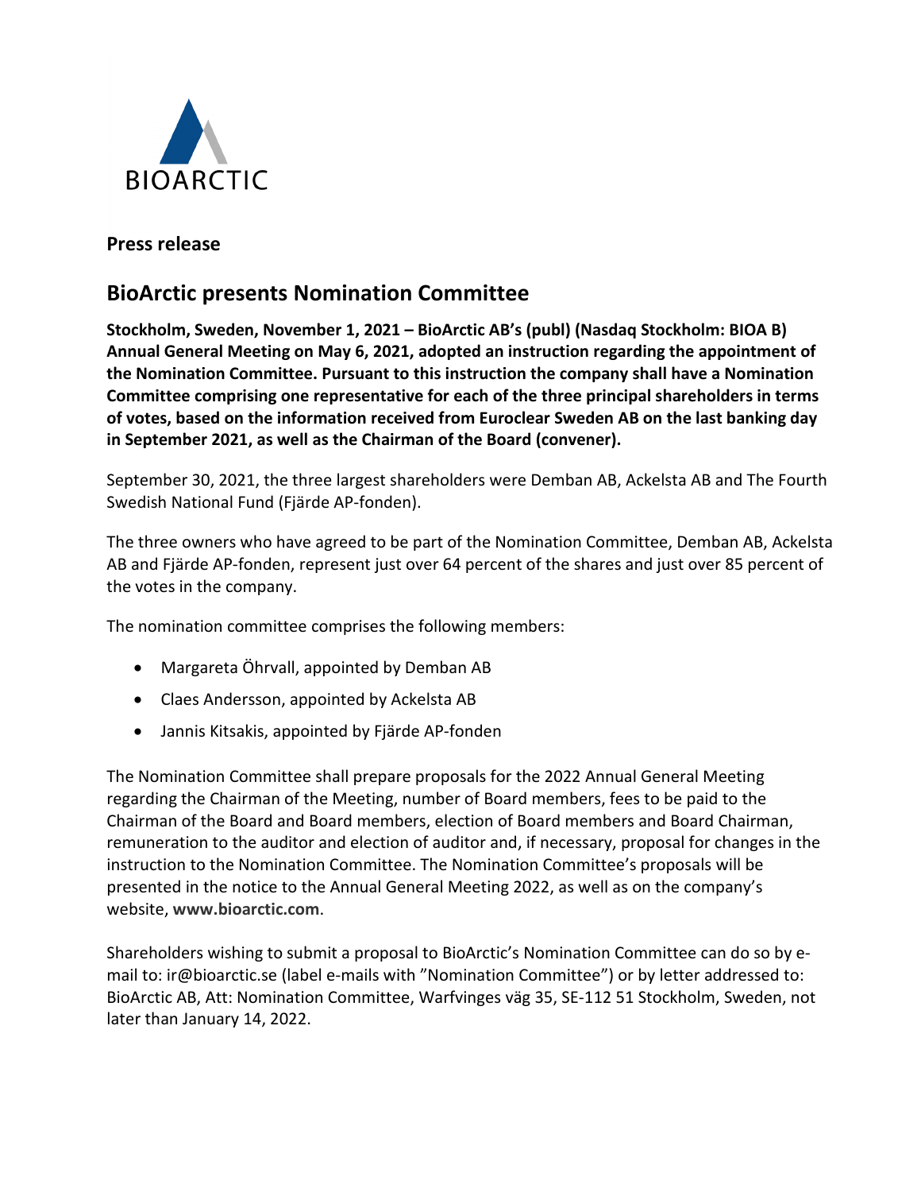BIOARCTIC

**Press release**

# BioArctic presents Nomination Committee

**Stockholm, Sweden, November 1, 2021 – BioArctic AB's (publ) (Nasdaq Stockholm: BIOA B) Annual General Meeting on May 6, 2021, adopted an instruction regarding the appointment of the Nomination Committee. Pursuant to this instruction the company shall have a Nomination Committee comprising one representative for each of the three principal shareholders in terms of votes, based on the information received from Euroclear Sweden AB on the last banking day in September 2021, as well as the Chairman of the Board (convener).**

September 30, 2021, the three largest shareholders were Demban AB, Ackelsta AB and The Fourth Swedish National Fund (Fjärde AP-fonden).

The three owners who have agreed to be part of the Nomination Committee, Demban AB, Ackelsta AB and Fjärde AP-fonden, represent just over 64 percent of the shares and just over 85 percent of the votes in the company.

The nomination committee comprises the following members:

- Margareta Öhrvall, appointed by Demban AB
- Claes Andersson, appointed by Ackelsta AB
- Jannis Kitsakis, appointed by Fjärde AP-fonden

The Nomination Committee shall prepare proposals for the 2022 Annual General Meeting regarding the Chairman of the Meeting, number of Board members, fees to be paid to the Chairman of the Board and Board members, election of Board members and Board Chairman, remuneration to the auditor and election of auditor and, if necessary, proposal for changes in the instruction to the Nomination Committee. The Nomination Committee's proposals will be presented in the notice to the Annual General Meeting 2022, as well as on the company's website, **www.bioarctic.com**.

Shareholders wishing to submit a proposal to BioArctic's Nomination Committee can do so by e-mail to: ir@bioarctic.se (label e-mails with "Nomination Committee") or by letter addressed to: BioArctic AB, Att: Nomination Committee, Warfvinges väg 35, SE-112 51 Stockholm, Sweden, not later than January 14, 2022.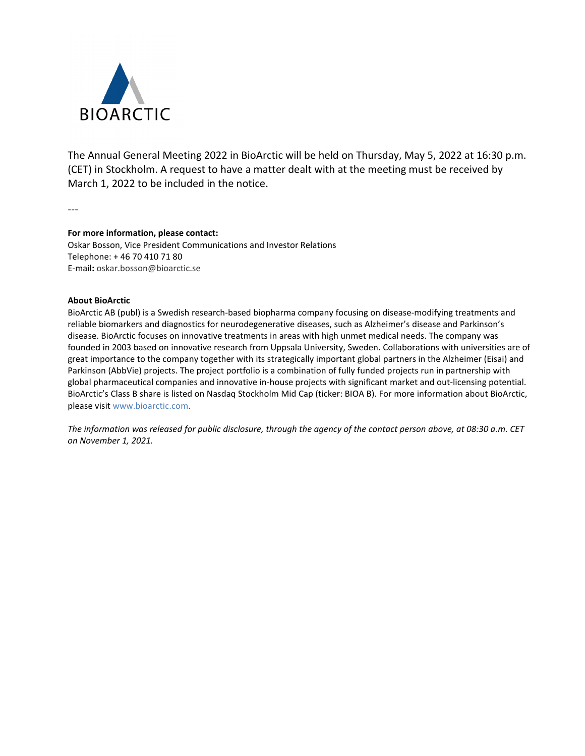The Annual General Meeting 2022 in BioArctic will be held on Thursday, May 5, 2022 at 16:30 p.m. (CET) in Stockholm. A request to have a matter dealt with at the meeting must be received by March 1, 2022 to be included in the notice.

---

**For more information, please contact:**
Oskar Bosson, Vice President Communications and Investor Relations
Telephone: + 46 70 410 71 80
E-mail**:** oskar.bosson@bioarctic.se

**About BioArctic**
BioArctic AB (publ) is a Swedish research-based biopharma company focusing on disease-modifying treatments and reliable biomarkers and diagnostics for neurodegenerative diseases, such as Alzheimer's disease and Parkinson's disease. BioArctic focuses on innovative treatments in areas with high unmet medical needs. The company was founded in 2003 based on innovative research from Uppsala University, Sweden. Collaborations with universities are of great importance to the company together with its strategically important global partners in the Alzheimer (Eisai) and Parkinson (AbbVie) projects. The project portfolio is a combination of fully funded projects run in partnership with global pharmaceutical companies and innovative in-house projects with significant market and out-licensing potential. BioArctic's Class B share is listed on Nasdaq Stockholm Mid Cap (ticker: BIOA B). For more information about BioArctic, please visit www.bioarctic.com.

*The information was released for public disclosure, through the agency of the contact person above, at 08:30 a.m. CET on November 1, 2021.*